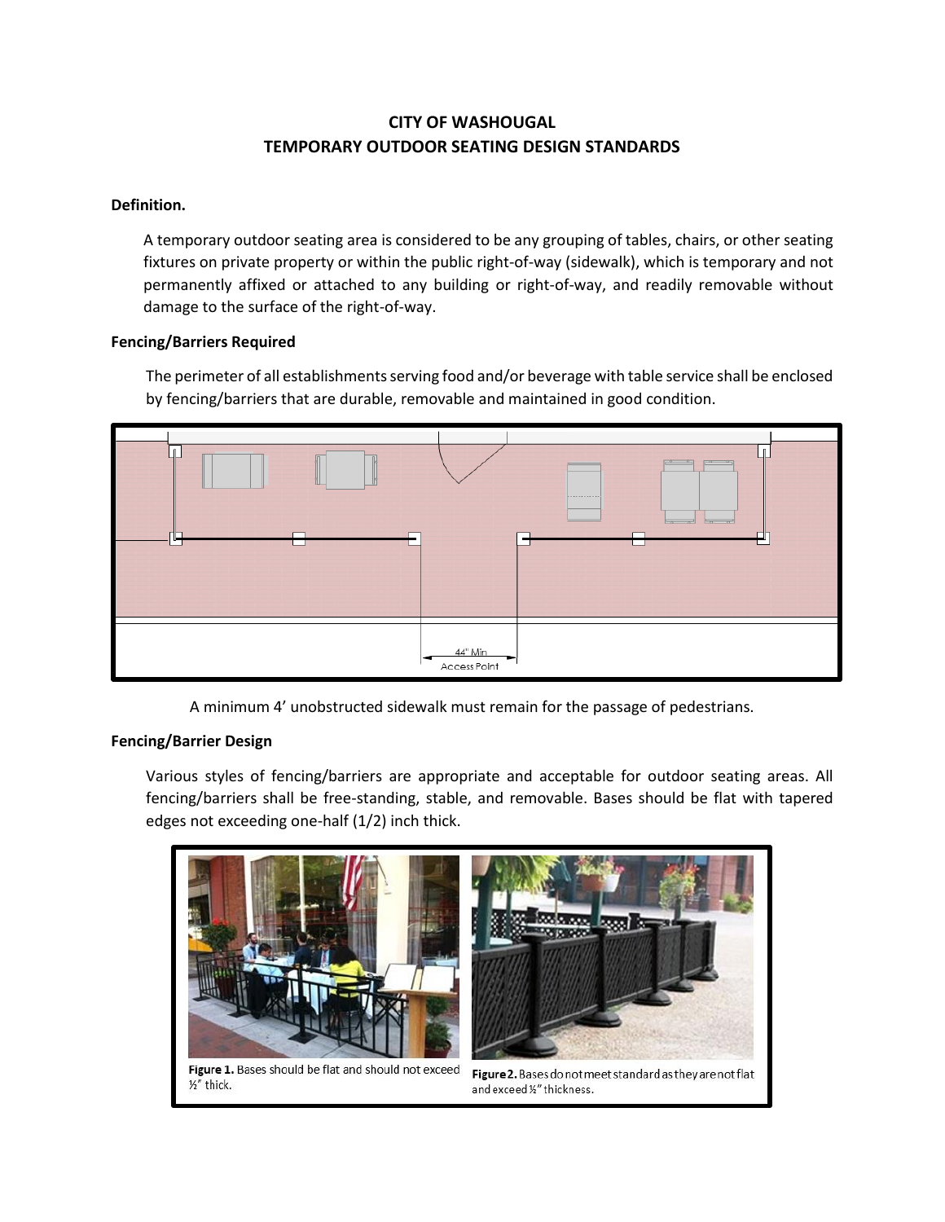# CITY OF WASHOUGAL
# TEMPORARY OUTDOOR SEATING DESIGN STANDARDS

**Definition.**

A temporary outdoor seating area is considered to be any grouping of tables, chairs, or other seating fixtures on private property or within the public right-of-way (sidewalk), which is temporary and not permanently affixed or attached to any building or right-of-way, and readily removable without damage to the surface of the right-of-way.

**Fencing/Barriers Required**

The perimeter of all establishments serving food and/or beverage with table service shall be enclosed by fencing/barriers that are durable, removable and maintained in good condition.

44" Min
Access Point

A minimum 4' unobstructed sidewalk must remain for the passage of pedestrians.

**Fencing/Barrier Design**

Various styles of fencing/barriers are appropriate and acceptable for outdoor seating areas. All fencing/barriers shall be free-standing, stable, and removable. Bases should be flat with tapered edges not exceeding one-half (1/2) inch thick.

**Figure 1.** Bases should be flat and should not exceed ½" thick.

**Figure 2.** Bases do not meet standard as they are not flat and exceed ½" thickness.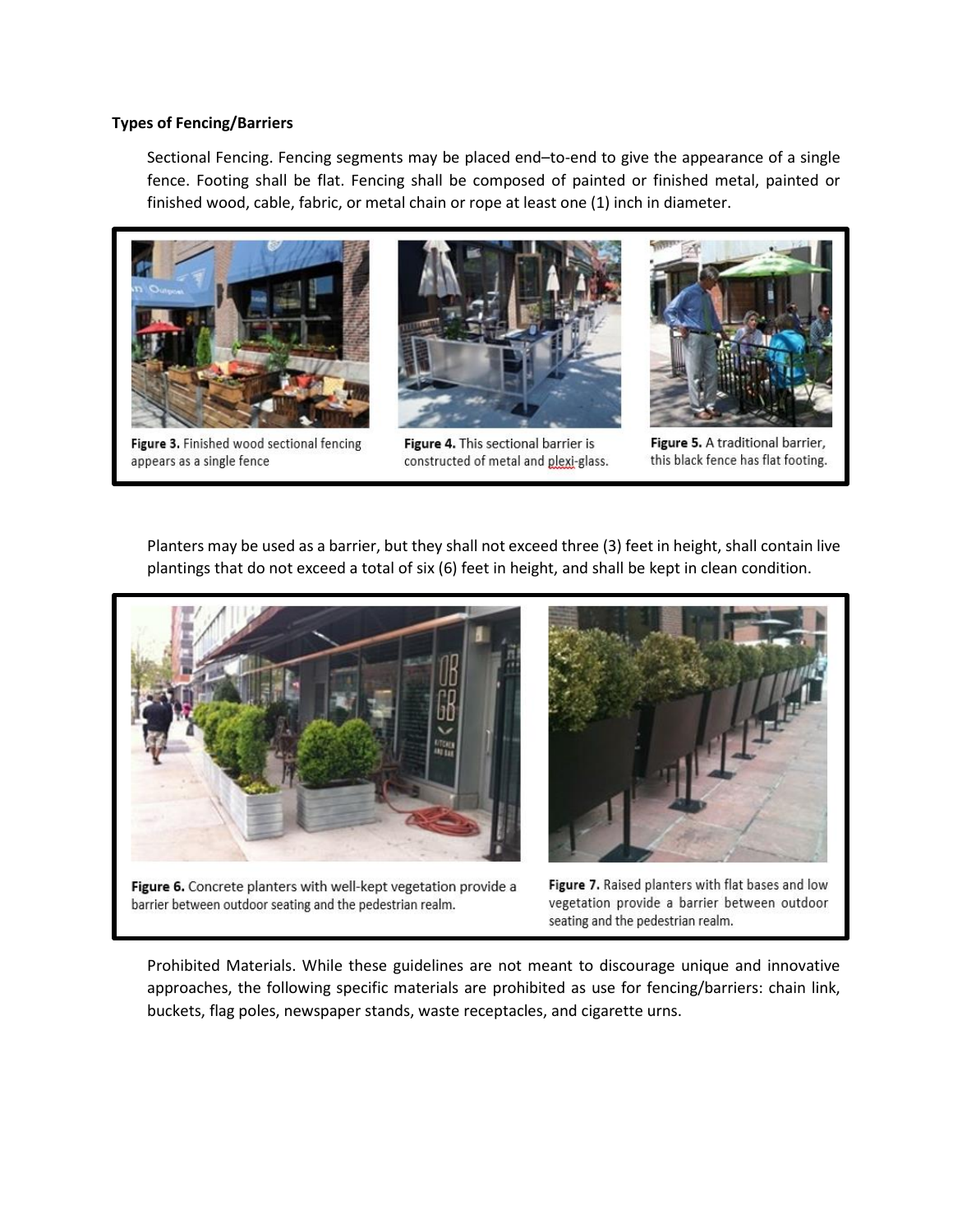**Types of Fencing/Barriers**

Sectional Fencing. Fencing segments may be placed end–to-end to give the appearance of a single fence. Footing shall be flat. Fencing shall be composed of painted or finished metal, painted or finished wood, cable, fabric, or metal chain or rope at least one (1) inch in diameter.

**Figure 3.** Finished wood sectional fencing appears as a single fence

**Figure 4.** This sectional barrier is constructed of metal and plexi-glass.

**Figure 5.** A traditional barrier, this black fence has flat footing.

Planters may be used as a barrier, but they shall not exceed three (3) feet in height, shall contain live plantings that do not exceed a total of six (6) feet in height, and shall be kept in clean condition.

**Figure 6.** Concrete planters with well-kept vegetation provide a barrier between outdoor seating and the pedestrian realm.

**Figure 7.** Raised planters with flat bases and low vegetation provide a barrier between outdoor seating and the pedestrian realm.

Prohibited Materials. While these guidelines are not meant to discourage unique and innovative approaches, the following specific materials are prohibited as use for fencing/barriers: chain link, buckets, flag poles, newspaper stands, waste receptacles, and cigarette urns.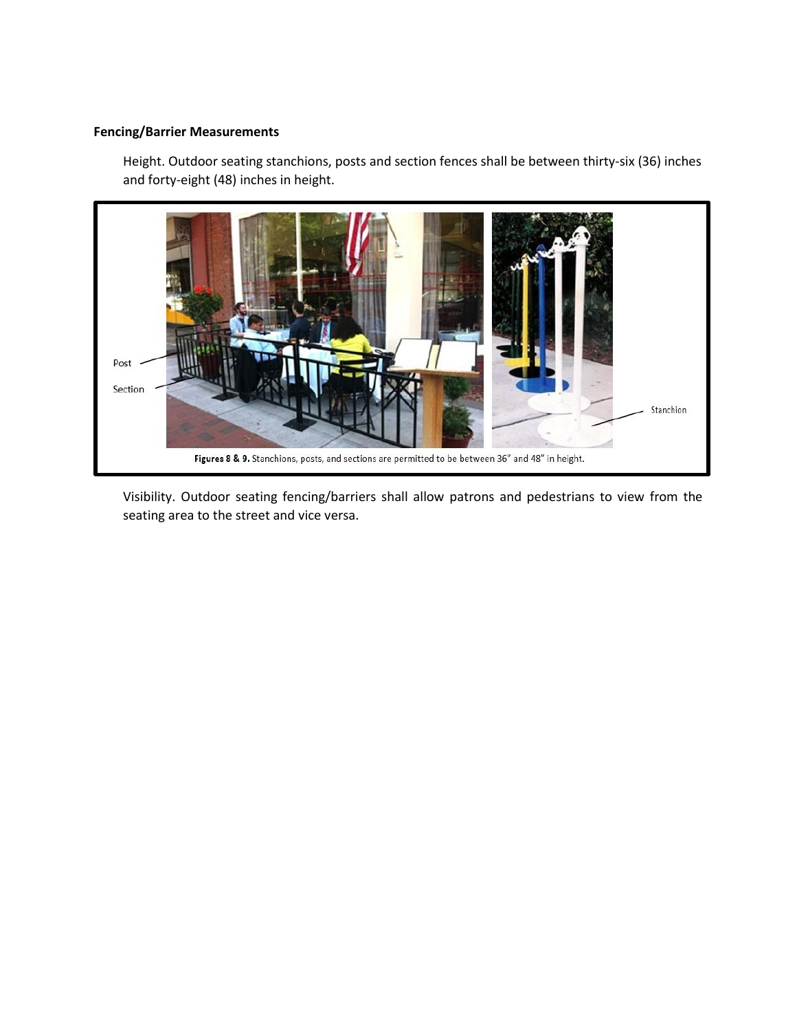**Fencing/Barrier Measurements**

Height. Outdoor seating stanchions, posts and section fences shall be between thirty-six (36) inches and forty-eight (48) inches in height.

Post

Section

Stanchion

**Figures 8 & 9.** Stanchions, posts, and sections are permitted to be between 36” and 48” in height.

Visibility. Outdoor seating fencing/barriers shall allow patrons and pedestrians to view from the seating area to the street and vice versa.